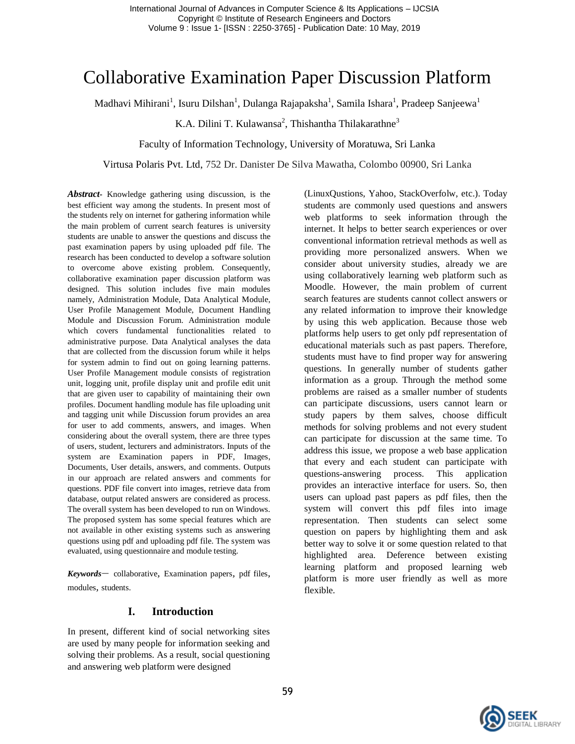# Collaborative Examination Paper Discussion Platform

Madhavi Mihirani[1], Isuru Dilshan[1], Dulanga Rajapaksha[1], Samila Ishara[1], Pradeep Sanjeewa[1]

K.A. Dilini T. Kulawansa[2], Thishantha Thilakarathne[3]

Faculty of Information Technology, University of Moratuwa, Sri Lanka

Virtusa Polaris Pvt. Ltd, 752 Dr. Danister De Silva Mawatha, Colombo 00900, Sri Lanka

***Abstract*-** Knowledge gathering using discussion, is the best efficient way among the students. In present most of the students rely on internet for gathering information while the main problem of current search features is university students are unable to answer the questions and discuss the past examination papers by using uploaded pdf file. The research has been conducted to develop a software solution to overcome above existing problem. Consequently, collaborative examination paper discussion platform was designed. This solution includes five main modules namely, Administration Module, Data Analytical Module, User Profile Management Module, Document Handling Module and Discussion Forum. Administration module which covers fundamental functionalities related to administrative purpose. Data Analytical analyses the data that are collected from the discussion forum while it helps for system admin to find out on going learning patterns. User Profile Management module consists of registration unit, logging unit, profile display unit and profile edit unit that are given user to capability of maintaining their own profiles. Document handling module has file uploading unit and tagging unit while Discussion forum provides an area for user to add comments, answers, and images. When considering about the overall system, there are three types of users, student, lecturers and administrators. Inputs of the system are Examination papers in PDF, Images, Documents, User details, answers, and comments. Outputs in our approach are related answers and comments for questions. PDF file convert into images, retrieve data from database, output related answers are considered as process. The overall system has been developed to run on Windows. The proposed system has some special features which are not available in other existing systems such as answering questions using pdf and uploading pdf file. The system was evaluated, using questionnaire and module testing.

***Keywords*—** collaborative, Examination papers, pdf files, modules, students.

## I. Introduction

In present, different kind of social networking sites are used by many people for information seeking and solving their problems. As a result, social questioning and answering web platform were designed (LinuxQustions, Yahoo, StackOverfolw, etc.). Today students are commonly used questions and answers web platforms to seek information through the internet. It helps to better search experiences or over conventional information retrieval methods as well as providing more personalized answers. When we consider about university studies, already we are using collaboratively learning web platform such as Moodle. However, the main problem of current search features are students cannot collect answers or any related information to improve their knowledge by using this web application. Because those web platforms help users to get only pdf representation of educational materials such as past papers. Therefore, students must have to find proper way for answering questions. In generally number of students gather information as a group. Through the method some problems are raised as a smaller number of students can participate discussions, users cannot learn or study papers by them salves, choose difficult methods for solving problems and not every student can participate for discussion at the same time. To address this issue, we propose a web base application that every and each student can participate with questions-answering process. This application provides an interactive interface for users. So, then users can upload past papers as pdf files, then the system will convert this pdf files into image representation. Then students can select some question on papers by highlighting them and ask better way to solve it or some question related to that highlighted area. Deference between existing learning platform and proposed learning web platform is more user friendly as well as more flexible.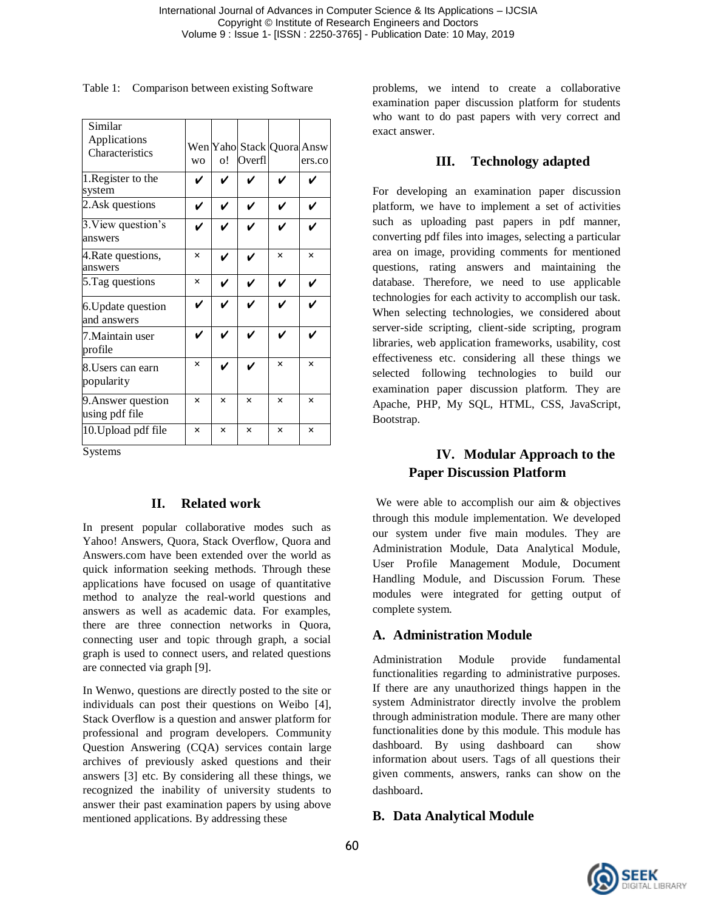Table 1: Comparison between existing Software Systems

| Similar Applications Characteristics | Wenwo | Yahoo! | Stack Overfl | Quora | Answers.co |
|---|---|---|---|---|---|
| 1.Register to the system | ✔ | ✔ | ✔ | ✔ | ✔ |
| 2.Ask questions | ✔ | ✔ | ✔ | ✔ | ✔ |
| 3.View question's answers | ✔ | ✔ | ✔ | ✔ | ✔ |
| 4.Rate questions, answers | × | ✔ | ✔ | × | × |
| 5.Tag questions | × | ✔ | ✔ | ✔ | ✔ |
| 6.Update question and answers | ✔ | ✔ | ✔ | ✔ | ✔ |
| 7.Maintain user profile | ✔ | ✔ | ✔ | ✔ | ✔ |
| 8.Users can earn popularity | × | ✔ | ✔ | × | × |
| 9.Answer question using pdf file | × | × | × | × | × |
| 10.Upload pdf file | × | × | × | × | × |

## II. Related work

In present popular collaborative modes such as Yahoo! Answers, Quora, Stack Overflow, Quora and Answers.com have been extended over the world as quick information seeking methods. Through these applications have focused on usage of quantitative method to analyze the real-world questions and answers as well as academic data. For examples, there are three connection networks in Quora, connecting user and topic through graph, a social graph is used to connect users, and related questions are connected via graph [9].

In Wenwo, questions are directly posted to the site or individuals can post their questions on Weibo [4], Stack Overflow is a question and answer platform for professional and program developers. Community Question Answering (CQA) services contain large archives of previously asked questions and their answers [3] etc. By considering all these things, we recognized the inability of university students to answer their past examination papers by using above mentioned applications. By addressing these problems, we intend to create a collaborative examination paper discussion platform for students who want to do past papers with very correct and exact answer.

## III. Technology adapted

For developing an examination paper discussion platform, we have to implement a set of activities such as uploading past papers in pdf manner, converting pdf files into images, selecting a particular area on image, providing comments for mentioned questions, rating answers and maintaining the database. Therefore, we need to use applicable technologies for each activity to accomplish our task. When selecting technologies, we considered about server-side scripting, client-side scripting, program libraries, web application frameworks, usability, cost effectiveness etc. considering all these things we selected following technologies to build our examination paper discussion platform. They are Apache, PHP, My SQL, HTML, CSS, JavaScript, Bootstrap.

## IV. Modular Approach to the Paper Discussion Platform

We were able to accomplish our aim & objectives through this module implementation. We developed our system under five main modules. They are Administration Module, Data Analytical Module, User Profile Management Module, Document Handling Module, and Discussion Forum. These modules were integrated for getting output of complete system.

### A. Administration Module

Administration Module provide fundamental functionalities regarding to administrative purposes. If there are any unauthorized things happen in the system Administrator directly involve the problem through administration module. There are many other functionalities done by this module. This module has dashboard. By using dashboard can show information about users. Tags of all questions their given comments, answers, ranks can show on the dashboard.

### B. Data Analytical Module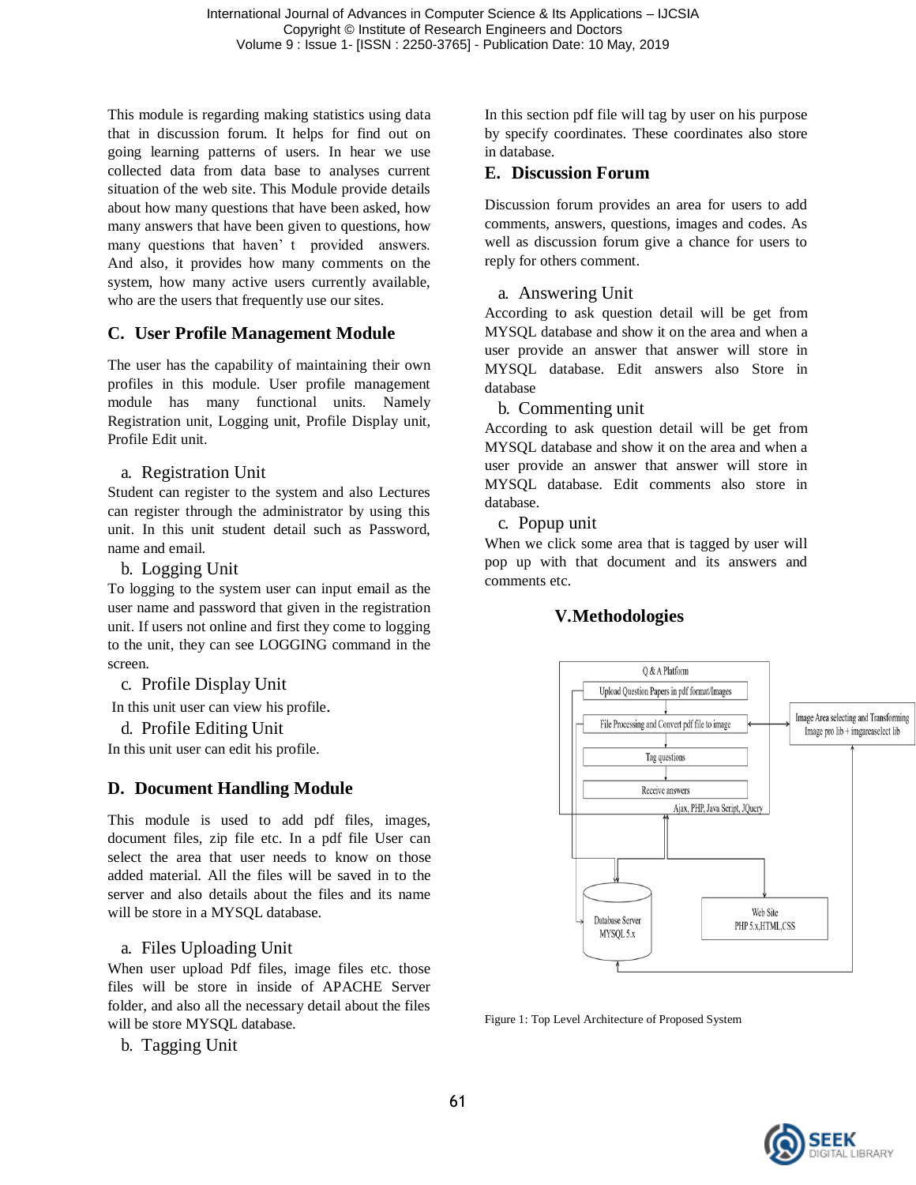This module is regarding making statistics using data that in discussion forum. It helps for find out on going learning patterns of users. In hear we use collected data from data base to analyses current situation of the web site. This Module provide details about how many questions that have been asked, how many answers that have been given to questions, how many questions that haven' t provided answers. And also, it provides how many comments on the system, how many active users currently available, who are the users that frequently use our sites.

## C. User Profile Management Module

The user has the capability of maintaining their own profiles in this module. User profile management module has many functional units. Namely Registration unit, Logging unit, Profile Display unit, Profile Edit unit.

a. Registration Unit

Student can register to the system and also Lectures can register through the administrator by using this unit. In this unit student detail such as Password, name and email.

b. Logging Unit

To logging to the system user can input email as the user name and password that given in the registration unit. If users not online and first they come to logging to the unit, they can see LOGGING command in the screen.

c. Profile Display Unit

In this unit user can view his profile.

d. Profile Editing Unit

In this unit user can edit his profile.

## D. Document Handling Module

This module is used to add pdf files, images, document files, zip file etc. In a pdf file User can select the area that user needs to know on those added material. All the files will be saved in to the server and also details about the files and its name will be store in a MYSQL database.

a. Files Uploading Unit

When user upload Pdf files, image files etc. those files will be store in inside of APACHE Server folder, and also all the necessary detail about the files will be store MYSQL database.

b. Tagging Unit

In this section pdf file will tag by user on his purpose by specify coordinates. These coordinates also store in database.

## E. Discussion Forum

Discussion forum provides an area for users to add comments, answers, questions, images and codes. As well as discussion forum give a chance for users to reply for others comment.

a. Answering Unit

According to ask question detail will be get from MYSQL database and show it on the area and when a user provide an answer that answer will store in MYSQL database. Edit answers also Store in database

b. Commenting unit

According to ask question detail will be get from MYSQL database and show it on the area and when a user provide an answer that answer will store in MYSQL database. Edit comments also store in database.

c. Popup unit

When we click some area that is tagged by user will pop up with that document and its answers and comments etc.

# V. Methodologies

Figure 1: Top Level Architecture of Proposed System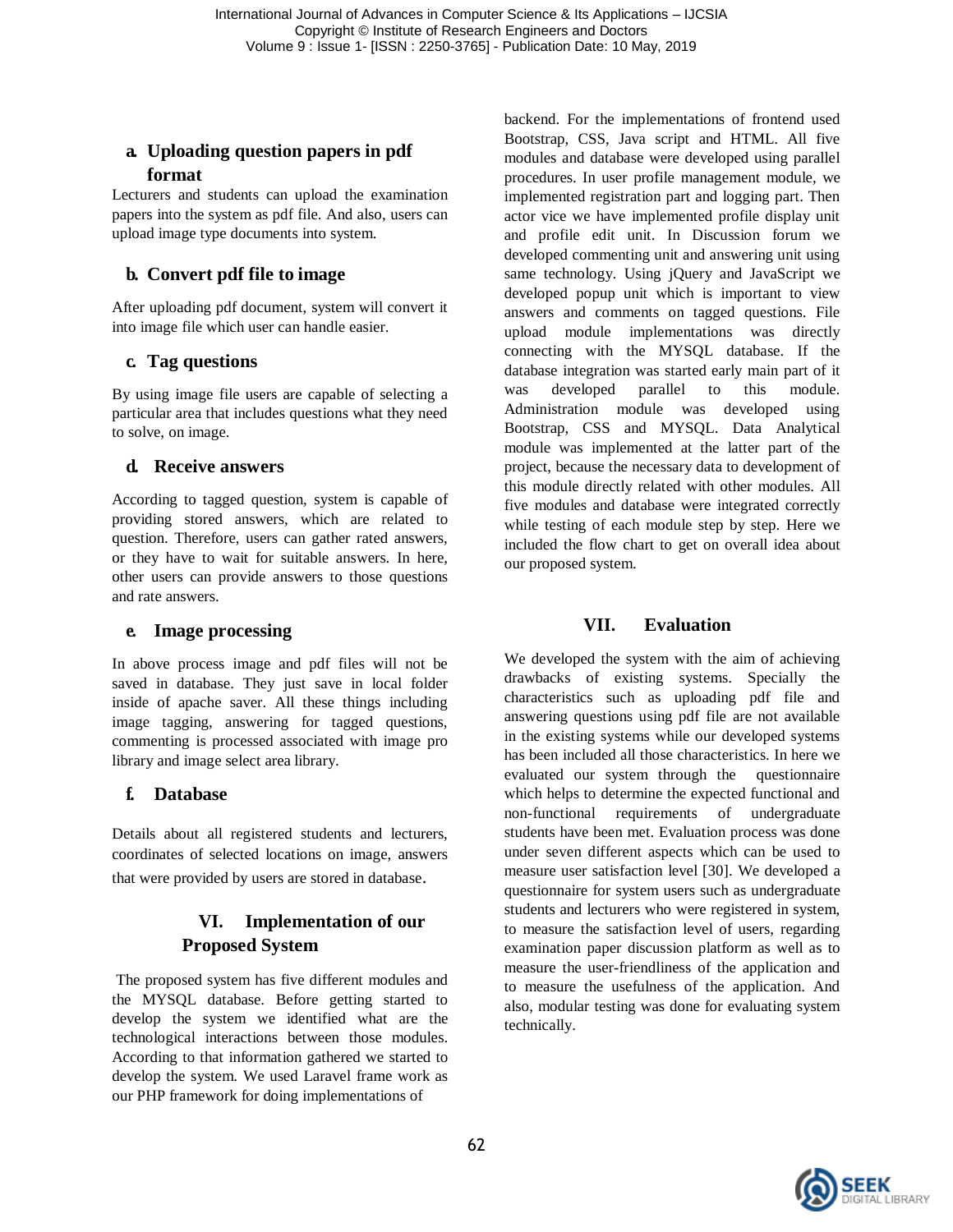### a. Uploading question papers in pdf format

Lecturers and students can upload the examination papers into the system as pdf file. And also, users can upload image type documents into system.

### b. Convert pdf file to image

After uploading pdf document, system will convert it into image file which user can handle easier.

### c. Tag questions

By using image file users are capable of selecting a particular area that includes questions what they need to solve, on image.

### d. Receive answers

According to tagged question, system is capable of providing stored answers, which are related to question. Therefore, users can gather rated answers, or they have to wait for suitable answers. In here, other users can provide answers to those questions and rate answers.

### e. Image processing

In above process image and pdf files will not be saved in database. They just save in local folder inside of apache saver. All these things including image tagging, answering for tagged questions, commenting is processed associated with image pro library and image select area library.

### f. Database

Details about all registered students and lecturers, coordinates of selected locations on image, answers that were provided by users are stored in database.

## VI. Implementation of our Proposed System

The proposed system has five different modules and the MYSQL database. Before getting started to develop the system we identified what are the technological interactions between those modules. According to that information gathered we started to develop the system. We used Laravel frame work as our PHP framework for doing implementations of backend. For the implementations of frontend used Bootstrap, CSS, Java script and HTML. All five modules and database were developed using parallel procedures. In user profile management module, we implemented registration part and logging part. Then actor vice we have implemented profile display unit and profile edit unit. In Discussion forum we developed commenting unit and answering unit using same technology. Using jQuery and JavaScript we developed popup unit which is important to view answers and comments on tagged questions. File upload module implementations was directly connecting with the MYSQL database. If the database integration was started early main part of it was developed parallel to this module. Administration module was developed using Bootstrap, CSS and MYSQL. Data Analytical module was implemented at the latter part of the project, because the necessary data to development of this module directly related with other modules. All five modules and database were integrated correctly while testing of each module step by step. Here we included the flow chart to get on overall idea about our proposed system.

## VII. Evaluation

We developed the system with the aim of achieving drawbacks of existing systems. Specially the characteristics such as uploading pdf file and answering questions using pdf file are not available in the existing systems while our developed systems has been included all those characteristics. In here we evaluated our system through the questionnaire which helps to determine the expected functional and non-functional requirements of undergraduate students have been met. Evaluation process was done under seven different aspects which can be used to measure user satisfaction level [30]. We developed a questionnaire for system users such as undergraduate students and lecturers who were registered in system, to measure the satisfaction level of users, regarding examination paper discussion platform as well as to measure the user-friendliness of the application and to measure the usefulness of the application. And also, modular testing was done for evaluating system technically.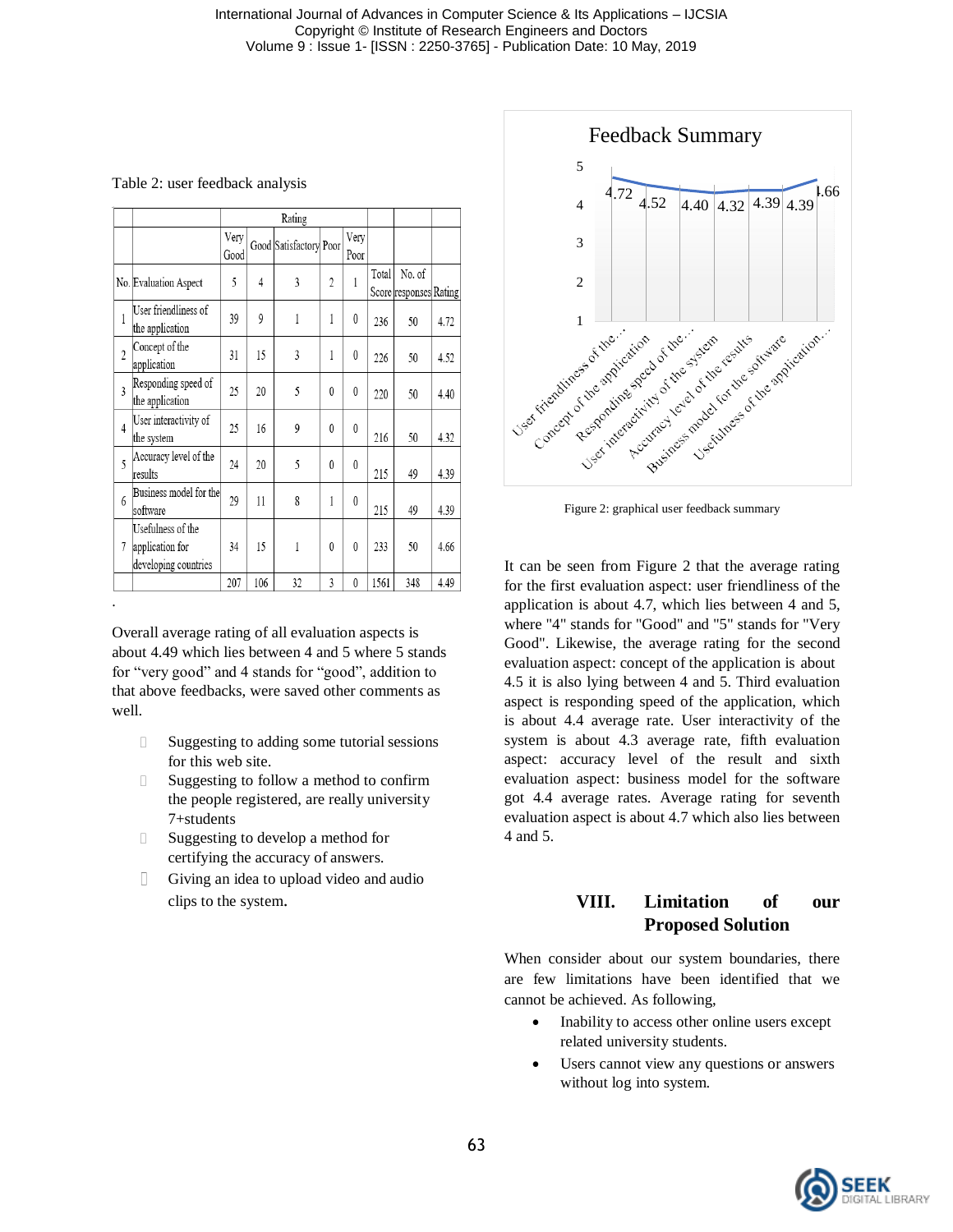Table 2: user feedback analysis

| | | Rating | | | | | | | |
|---|---|---|---|---|---|---|---|---|---|
| | | Very Good | Good | Satisfactory | Poor | Very Poor | | | |
| No. | Evaluation Aspect | 5 | 4 | 3 | 2 | 1 | Total Score | No. of responses | Rating |
| 1 | User friendliness of the application | 39 | 9 | 1 | 1 | 0 | 236 | 50 | 4.72 |
| 2 | Concept of the application | 31 | 15 | 3 | 1 | 0 | 226 | 50 | 4.52 |
| 3 | Responding speed of the application | 25 | 20 | 5 | 0 | 0 | 220 | 50 | 4.40 |
| 4 | User interactivity of the system | 25 | 16 | 9 | 0 | 0 | 216 | 50 | 4.32 |
| 5 | Accuracy level of the results | 24 | 20 | 5 | 0 | 0 | 215 | 49 | 4.39 |
| 6 | Business model for the software | 29 | 11 | 8 | 1 | 0 | 215 | 49 | 4.39 |
| 7 | Usefulness of the application for developing countries | 34 | 15 | 1 | 0 | 0 | 233 | 50 | 4.66 |
| | | 207 | 106 | 32 | 3 | 0 | 1561 | 348 | 4.49 |

.

Overall average rating of all evaluation aspects is about 4.49 which lies between 4 and 5 where 5 stands for "very good" and 4 stands for "good", addition to that above feedbacks, were saved other comments as well.

- Suggesting to adding some tutorial sessions for this web site.
- Suggesting to follow a method to confirm the people registered, are really university 7+students
- Suggesting to develop a method for certifying the accuracy of answers.
- Giving an idea to upload video and audio clips to the system.

Figure 2: graphical user feedback summary

It can be seen from Figure 2 that the average rating for the first evaluation aspect: user friendliness of the application is about 4.7, which lies between 4 and 5, where "4" stands for "Good" and "5" stands for "Very Good". Likewise, the average rating for the second evaluation aspect: concept of the application is about 4.5 it is also lying between 4 and 5. Third evaluation aspect is responding speed of the application, which is about 4.4 average rate. User interactivity of the system is about 4.3 average rate, fifth evaluation aspect: accuracy level of the result and sixth evaluation aspect: business model for the software got 4.4 average rates. Average rating for seventh evaluation aspect is about 4.7 which also lies between 4 and 5.

## VIII. Limitation of our Proposed Solution

When consider about our system boundaries, there are few limitations have been identified that we cannot be achieved. As following,

- Inability to access other online users except related university students.
- Users cannot view any questions or answers without log into system.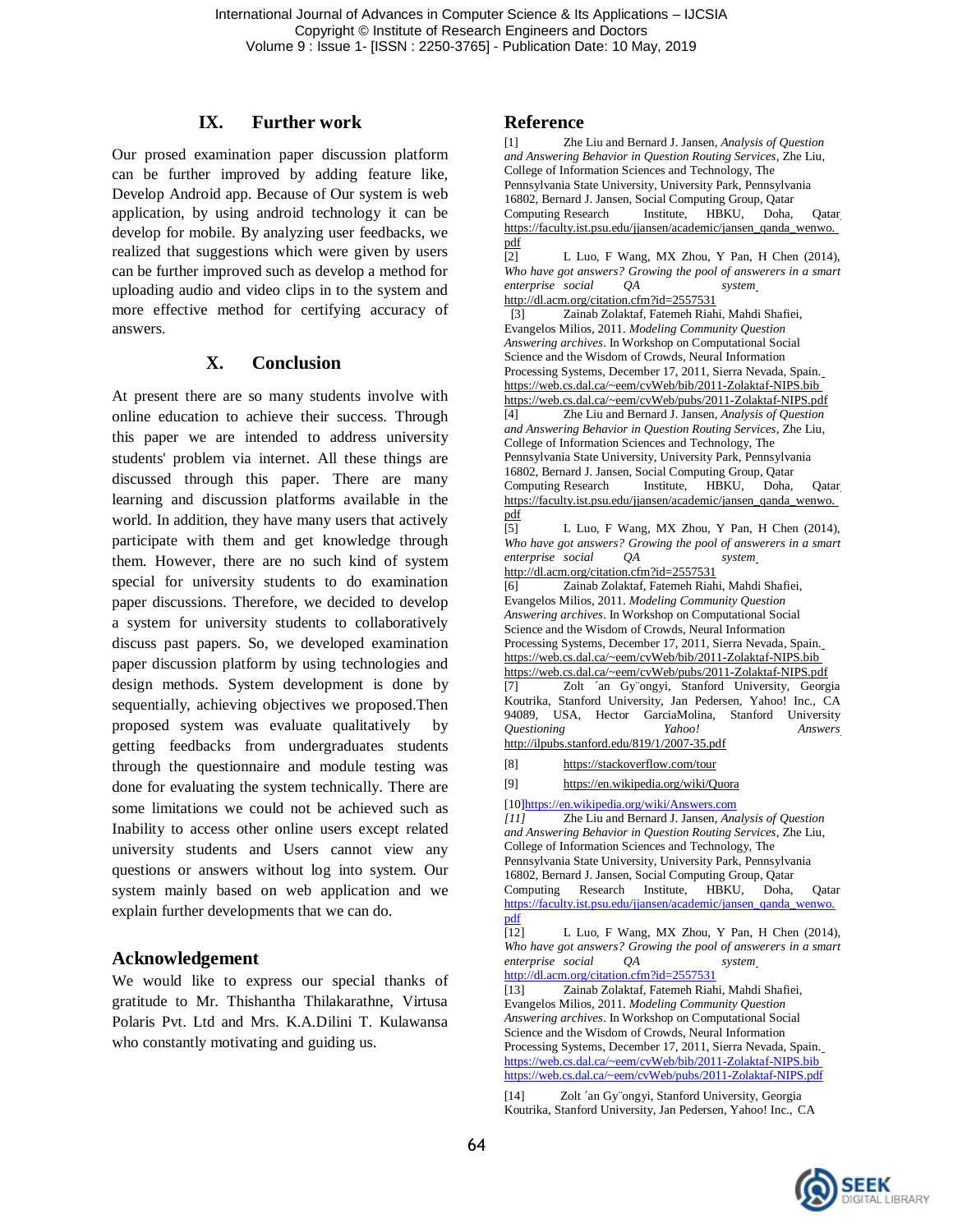## IX. Further work

Our prosed examination paper discussion platform can be further improved by adding feature like, Develop Android app. Because of Our system is web application, by using android technology it can be develop for mobile. By analyzing user feedbacks, we realized that suggestions which were given by users can be further improved such as develop a method for uploading audio and video clips in to the system and more effective method for certifying accuracy of answers.

## X. Conclusion

At present there are so many students involve with online education to achieve their success. Through this paper we are intended to address university students' problem via internet. All these things are discussed through this paper. There are many learning and discussion platforms available in the world. In addition, they have many users that actively participate with them and get knowledge through them. However, there are no such kind of system special for university students to do examination paper discussions. Therefore, we decided to develop a system for university students to collaboratively discuss past papers. So, we developed examination paper discussion platform by using technologies and design methods. System development is done by sequentially, achieving objectives we proposed.Then proposed system was evaluate qualitatively by getting feedbacks from undergraduates students through the questionnaire and module testing was done for evaluating the system technically. There are some limitations we could not be achieved such as Inability to access other online users except related university students and Users cannot view any questions or answers without log into system. Our system mainly based on web application and we explain further developments that we can do.

## Acknowledgement

We would like to express our special thanks of gratitude to Mr. Thishantha Thilakarathne, Virtusa Polaris Pvt. Ltd and Mrs. K.A.Dilini T. Kulawansa who constantly motivating and guiding us.

## Reference

[1] Zhe Liu and Bernard J. Jansen, *Analysis of Question and Answering Behavior in Question Routing Services*, Zhe Liu, College of Information Sciences and Technology, The Pennsylvania State University, University Park, Pennsylvania 16802, Bernard J. Jansen, Social Computing Group, Qatar Computing Research Institute, HBKU, Doha, Qatar https://faculty.ist.psu.edu/jjansen/academic/jansen_qanda_wenwo.pdf

[2] L Luo, F Wang, MX Zhou, Y Pan, H Chen (2014), *Who have got answers? Growing the pool of answerers in a smart enterprise social QA system* http://dl.acm.org/citation.cfm?id=2557531

[3] Zainab Zolaktaf, Fatemeh Riahi, Mahdi Shafiei, Evangelos Milios, 2011. *Modeling Community Question Answering archives*. In Workshop on Computational Social Science and the Wisdom of Crowds, Neural Information Processing Systems, December 17, 2011, Sierra Nevada, Spain. https://web.cs.dal.ca/~eem/cvWeb/bib/2011-Zolaktaf-NIPS.bib https://web.cs.dal.ca/~eem/cvWeb/pubs/2011-Zolaktaf-NIPS.pdf

[4] Zhe Liu and Bernard J. Jansen, *Analysis of Question and Answering Behavior in Question Routing Services*, Zhe Liu, College of Information Sciences and Technology, The Pennsylvania State University, University Park, Pennsylvania 16802, Bernard J. Jansen, Social Computing Group, Qatar Computing Research Institute, HBKU, Doha, Qatar https://faculty.ist.psu.edu/jjansen/academic/jansen_qanda_wenwo.pdf

[5] L Luo, F Wang, MX Zhou, Y Pan, H Chen (2014), *Who have got answers? Growing the pool of answerers in a smart enterprise social QA system* http://dl.acm.org/citation.cfm?id=2557531

[6] Zainab Zolaktaf, Fatemeh Riahi, Mahdi Shafiei, Evangelos Milios, 2011. *Modeling Community Question Answering archives*. In Workshop on Computational Social Science and the Wisdom of Crowds, Neural Information Processing Systems, December 17, 2011, Sierra Nevada, Spain. https://web.cs.dal.ca/~eem/cvWeb/bib/2011-Zolaktaf-NIPS.bib https://web.cs.dal.ca/~eem/cvWeb/pubs/2011-Zolaktaf-NIPS.pdf

[7] Zolt ´an Gy¨ongyi, Stanford University, Georgia Koutrika, Stanford University, Jan Pedersen, Yahoo! Inc., CA 94089, USA, Hector GarciaMolina, Stanford University *Questioning Yahoo! Answers* http://ilpubs.stanford.edu/819/1/2007-35.pdf

[8] https://stackoverflow.com/tour

[9] https://en.wikipedia.org/wiki/Quora

[10] https://en.wikipedia.org/wiki/Answers.com

*[11]* Zhe Liu and Bernard J. Jansen, *Analysis of Question and Answering Behavior in Question Routing Services*, Zhe Liu, College of Information Sciences and Technology, The Pennsylvania State University, University Park, Pennsylvania 16802, Bernard J. Jansen, Social Computing Group, Qatar Computing Research Institute, HBKU, Doha, Qatar https://faculty.ist.psu.edu/jjansen/academic/jansen_qanda_wenwo.pdf

[12] L Luo, F Wang, MX Zhou, Y Pan, H Chen (2014), *Who have got answers? Growing the pool of answerers in a smart enterprise social QA system* http://dl.acm.org/citation.cfm?id=2557531

[13] Zainab Zolaktaf, Fatemeh Riahi, Mahdi Shafiei, Evangelos Milios, 2011. *Modeling Community Question Answering archives*. In Workshop on Computational Social Science and the Wisdom of Crowds, Neural Information Processing Systems, December 17, 2011, Sierra Nevada, Spain. https://web.cs.dal.ca/~eem/cvWeb/bib/2011-Zolaktaf-NIPS.bib https://web.cs.dal.ca/~eem/cvWeb/pubs/2011-Zolaktaf-NIPS.pdf

[14] Zolt ´an Gy¨ongyi, Stanford University, Georgia Koutrika, Stanford University, Jan Pedersen, Yahoo! Inc., CA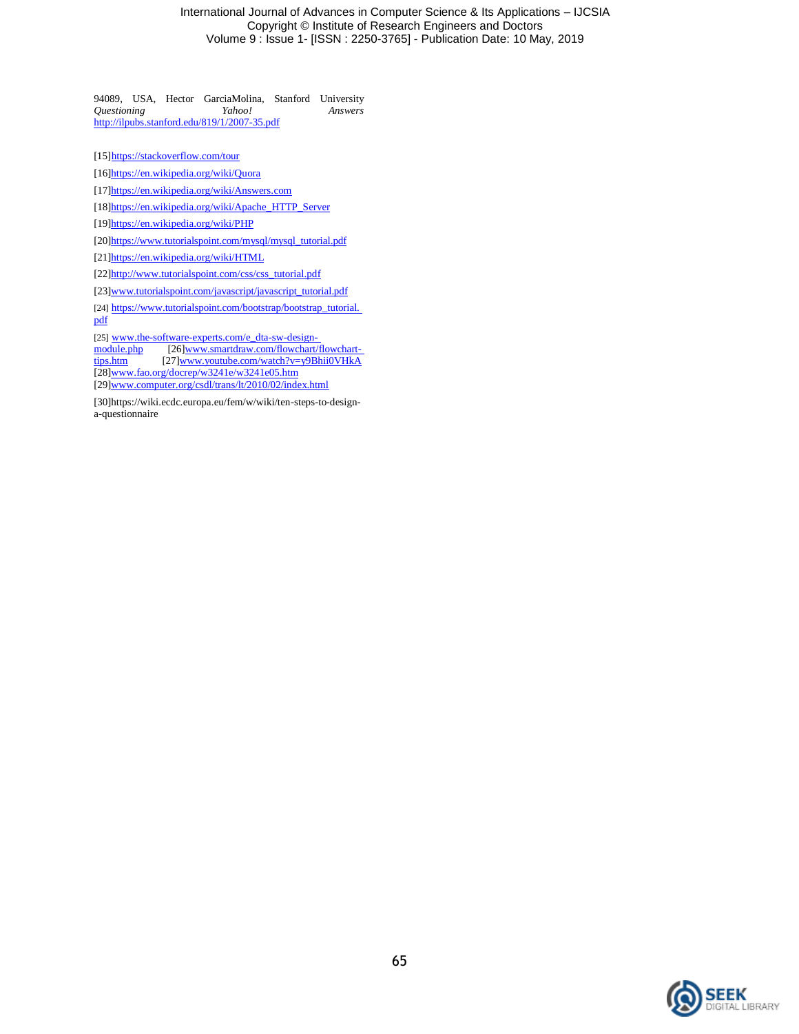94089, USA, Hector GarciaMolina, Stanford University *Questioning Yahoo! Answers* http://ilpubs.stanford.edu/819/1/2007-35.pdf

[15]https://stackoverflow.com/tour

[16]https://en.wikipedia.org/wiki/Quora

[17]https://en.wikipedia.org/wiki/Answers.com

[18]https://en.wikipedia.org/wiki/Apache_HTTP_Server

[19]https://en.wikipedia.org/wiki/PHP

[20]https://www.tutorialspoint.com/mysql/mysql_tutorial.pdf

[21]https://en.wikipedia.org/wiki/HTML

[22]http://www.tutorialspoint.com/css/css_tutorial.pdf

[23]www.tutorialspoint.com/javascript/javascript_tutorial.pdf

[24] https://www.tutorialspoint.com/bootstrap/bootstrap_tutorial.pdf

[25] www.the-software-experts.com/e_dta-sw-design-module.php

[26]www.smartdraw.com/flowchart/flowchart-tips.htm

[27]www.youtube.com/watch?v=y9Bhii0VHkA

[28]www.fao.org/docrep/w3241e/w3241e05.htm

[29]www.computer.org/csdl/trans/lt/2010/02/index.html

[30]https://wiki.ecdc.europa.eu/fem/w/wiki/ten-steps-to-design-a-questionnaire